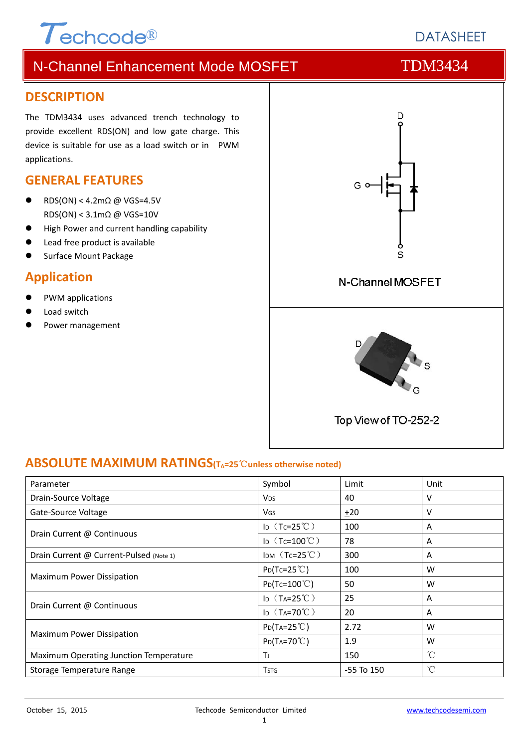# N-Channel Enhancement Mode MOSFET — TDM3434

## DESCRIPTION

The TDM3434 uses advanced trench technology to provide excellent RDS(ON) and low gate charge. This device is suitable for use as a load switch or in PWM applications.

## GENERAL FEATURES

- RDS(ON) < 4.2mΩ @ VGS=4.5V
  RDS(ON) < 3.1mΩ @ VGS=10V
- High Power and current handling capability
- Lead free product is available
- Surface Mount Package

## Application

- PWM applications
- Load switch
- Power management

N-Channel MOSFET

Top View of TO-252-2

## ABSOLUTE MAXIMUM RATINGS($T_A$=25℃unless otherwise noted)

| Parameter | Symbol | Limit | Unit |
|---|---|---|---|
| Drain-Source Voltage | $V_{DS}$ | 40 | V |
| Gate-Source Voltage | $V_{GS}$ | ±20 | V |
| Drain Current @ Continuous | $I_D$（$T_C$=25℃） | 100 | A |
| | $I_D$（$T_C$=100℃） | 78 | A |
| Drain Current @ Current-Pulsed (Note 1) | $I_{DM}$（$T_C$=25℃） | 300 | A |
| Maximum Power Dissipation | $P_D$($T_C$=25℃) | 100 | W |
| | $P_D$($T_C$=100℃) | 50 | W |
| Drain Current @ Continuous | $I_D$（$T_A$=25℃） | 25 | A |
| | $I_D$（$T_A$=70℃） | 20 | A |
| Maximum Power Dissipation | $P_D$($T_A$=25℃) | 2.72 | W |
| | $P_D$($T_A$=70℃) | 1.9 | W |
| Maximum Operating Junction Temperature | $T_J$ | 150 | ℃ |
| Storage Temperature Range | $T_{STG}$ | -55 To 150 | ℃ |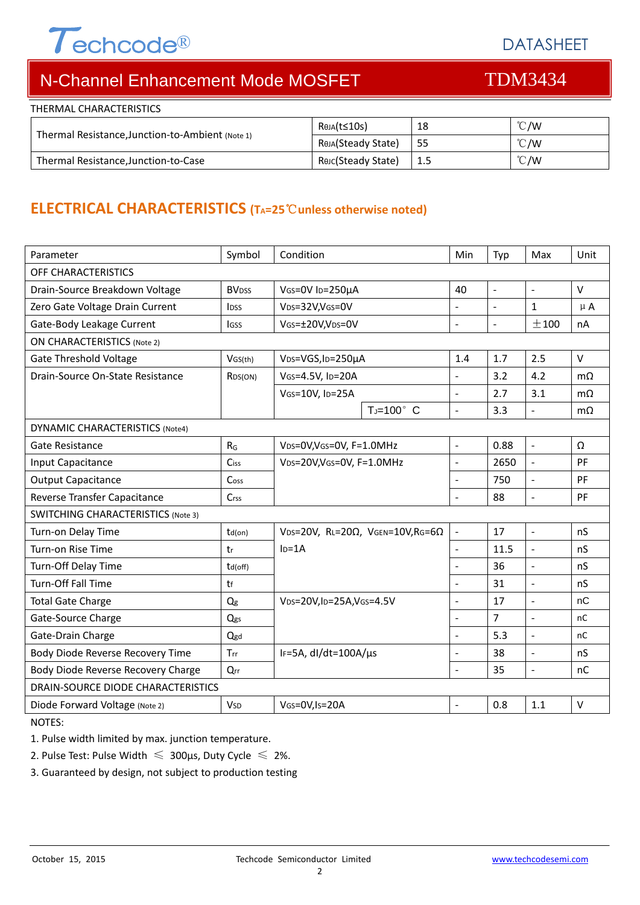THERMAL CHARACTERISTICS

| Parameter | Symbol | Value | Unit |
|---|---|---|---|
| Thermal Resistance,Junction-to-Ambient (Note 1) | $R_{θJA}$(t≤10s) | 18 | ℃/W |
| | $R_{θJA}$(Steady State) | 55 | ℃/W |
| Thermal Resistance,Junction-to-Case | $R_{θJC}$(Steady State) | 1.5 | ℃/W |

## ELECTRICAL CHARACTERISTICS ($T_A$=25℃unless otherwise noted)

| Parameter | Symbol | Condition | Min | Typ | Max | Unit |
|---|---|---|---|---|---|---|
| OFF CHARACTERISTICS | | | | | | |
| Drain-Source Breakdown Voltage | $BV_{DSS}$ | $V_{GS}$=0V $I_D$=250μA | 40 | - | - | V |
| Zero Gate Voltage Drain Current | $I_{DSS}$ | $V_{DS}$=32V,$V_{GS}$=0V | - | - | 1 | μA |
| Gate-Body Leakage Current | $I_{GSS}$ | $V_{GS}$=±20V,$V_{DS}$=0V | - | - | ±100 | nA |
| ON CHARACTERISTICS (Note 2) | | | | | | |
| Gate Threshold Voltage | $V_{GS(th)}$ | $V_{DS}$=VGS,$I_D$=250μA | 1.4 | 1.7 | 2.5 | V |
| Drain-Source On-State Resistance | $R_{DS(ON)}$ | $V_{GS}$=4.5V, $I_D$=20A | - | 3.2 | 4.2 | mΩ |
| | | $V_{GS}$=10V, $I_D$=25A | - | 2.7 | 3.1 | mΩ |
| | | $T_J$=100° C | - | 3.3 | - | mΩ |
| DYNAMIC CHARACTERISTICS (Note4) | | | | | | |
| Gate Resistance | $R_G$ | $V_{DS}$=0V,$V_{GS}$=0V, F=1.0MHz | - | 0.88 | - | Ω |
| Input Capacitance | $C_{iss}$ | $V_{DS}$=20V,$V_{GS}$=0V, F=1.0MHz | - | 2650 | - | PF |
| Output Capacitance | $C_{oss}$ | | - | 750 | - | PF |
| Reverse Transfer Capacitance | $C_{rss}$ | | - | 88 | - | PF |
| SWITCHING CHARACTERISTICS (Note 3) | | | | | | |
| Turn-on Delay Time | $t_{d(on)}$ | $V_{DS}$=20V, $R_L$=20Ω, $V_{GEN}$=10V,$R_G$=6Ω $I_D$=1A | - | 17 | - | nS |
| Turn-on Rise Time | $t_r$ | | - | 11.5 | - | nS |
| Turn-Off Delay Time | $t_{d(off)}$ | | - | 36 | - | nS |
| Turn-Off Fall Time | $t_f$ | | - | 31 | - | nS |
| Total Gate Charge | $Q_g$ | $V_{DS}$=20V,$I_D$=25A,$V_{GS}$=4.5V | - | 17 | - | nC |
| Gate-Source Charge | $Q_{gs}$ | | - | 7 | - | nC |
| Gate-Drain Charge | $Q_{gd}$ | | - | 5.3 | - | nC |
| Body Diode Reverse Recovery Time | $T_{rr}$ | $I_F$=5A, dI/dt=100A/μs | - | 38 | - | nS |
| Body Diode Reverse Recovery Charge | $Q_{rr}$ | | - | 35 | - | nC |
| DRAIN-SOURCE DIODE CHARACTERISTICS | | | | | | |
| Diode Forward Voltage (Note 2) | $V_{SD}$ | $V_{GS}$=0V,$I_S$=20A | - | 0.8 | 1.1 | V |

NOTES:

1. Pulse width limited by max. junction temperature.
2. Pulse Test: Pulse Width ≤ 300μs, Duty Cycle ≤ 2%.
3. Guaranteed by design, not subject to production testing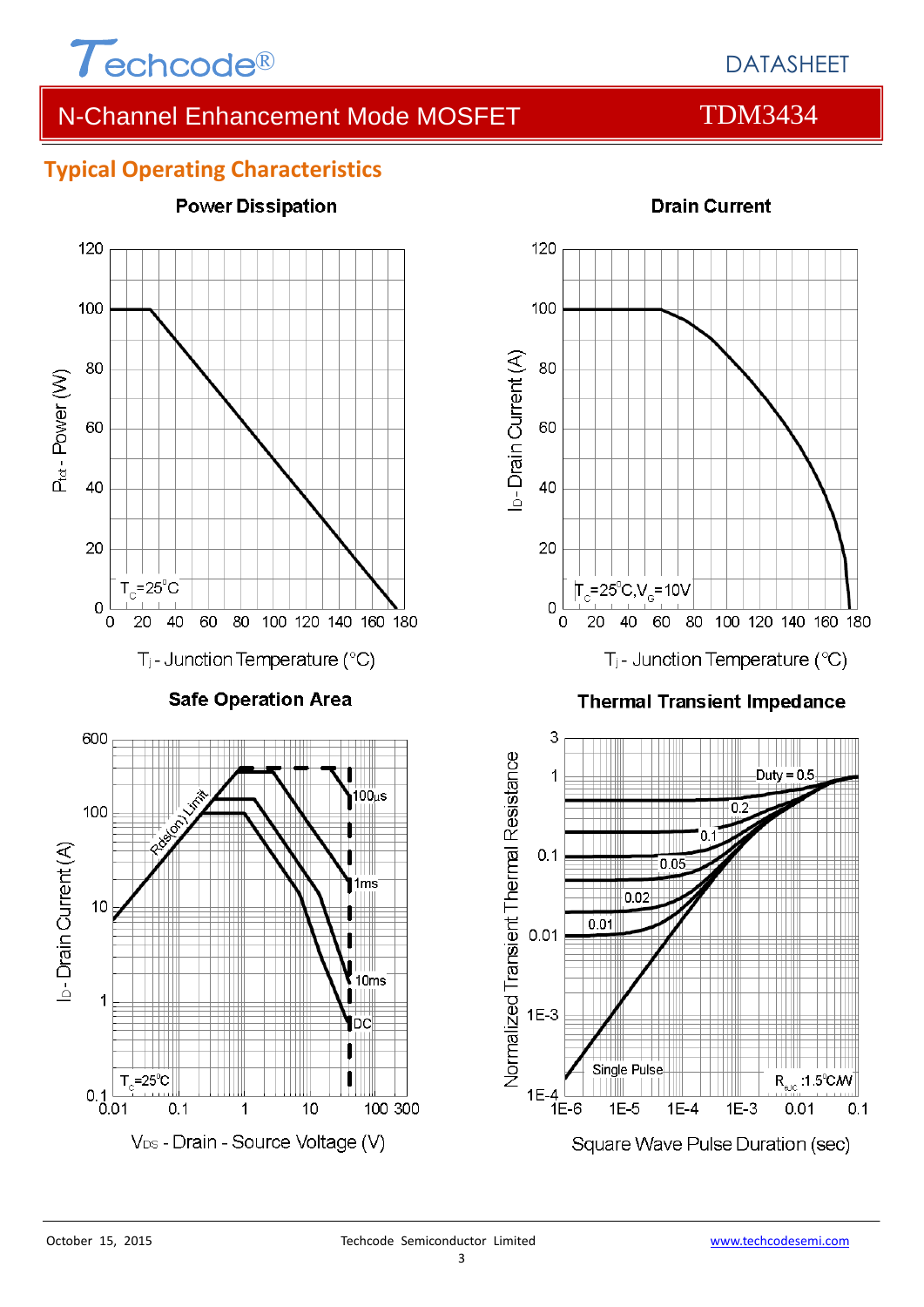## Typical Operating Characteristics

**Power Dissipation**

$T_C$=25°C

$P_{tot}$ - Power (W)

$T_j$ - Junction Temperature (°C)

**Drain Current**

$T_C$=25°C, $V_G$=10V

$I_D$ - Drain Current (A)

$T_j$ - Junction Temperature (°C)

**Safe Operation Area**

Rds(on) Limit

100μs, 1ms, 10ms, DC

$T_C$=25°C

$I_D$ - Drain Current (A)

$V_{DS}$ - Drain - Source Voltage (V)

**Thermal Transient Impedance**

Duty = 0.5, 0.2, 0.1, 0.05, 0.02, 0.01

Single Pulse

$R_{\theta JC}$ :1.5°C/W

Normalized Transient Thermal Resistance

Square Wave Pulse Duration (sec)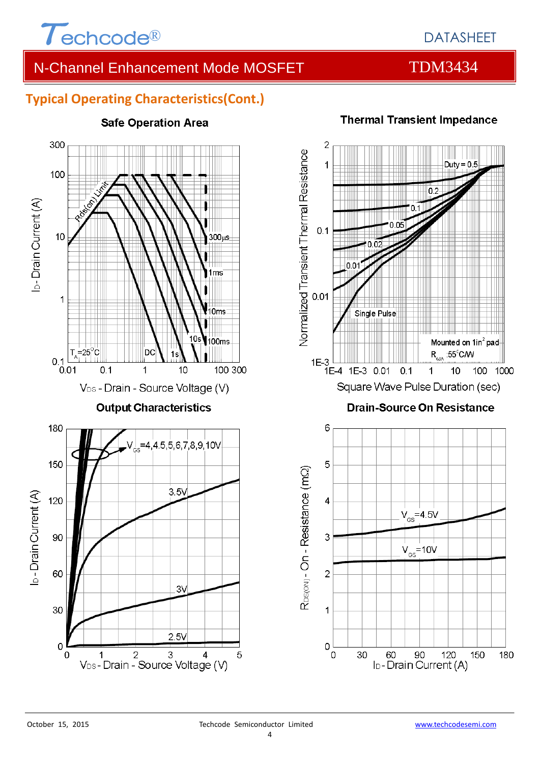## Typical Operating Characteristics(Cont.)

**Safe Operation Area**

Rds(on) Limit

300µs

1ms

10ms

100ms

10s

1s

DC

$T_A=25^oC$

$I_D$ - Drain Current (A)

$V_{DS}$ - Drain - Source Voltage (V)

**Thermal Transient Impedance**

Duty = 0.5

0.2

0.1

0.05

0.02

0.01

Single Pulse

Mounted on 1in² pad

$R_{\theta JA}$ :55°C/W

Normalized Transient Thermal Resistance

Square Wave Pulse Duration (sec)

**Output Characteristics**

$V_{GS}$=4,4.5,5,6,7,8,9,10V

3.5V

3V

2.5V

$I_D$ - Drain Current (A)

$V_{DS}$ - Drain - Source Voltage (V)

**Drain-Source On Resistance**

$V_{GS}$=4.5V

$V_{GS}$=10V

$R_{DS(ON)}$ - On - Resistance (mΩ)

$I_D$ - Drain Current (A)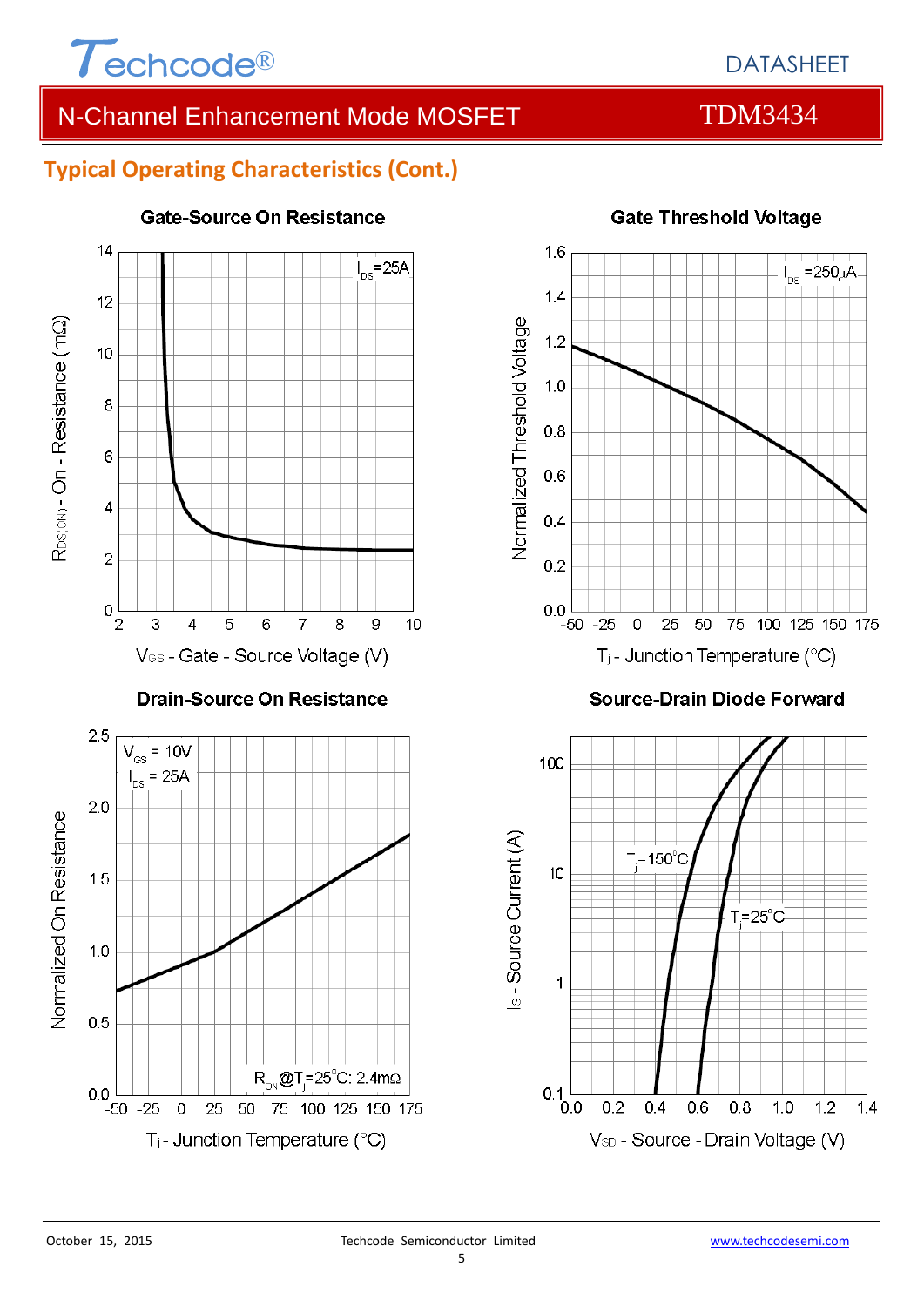## Typical Operating Characteristics (Cont.)

### Gate-Source On Resistance

$I_{DS}$=25A

$R_{DS(ON)}$ - On - Resistance (mΩ)

$V_{GS}$ - Gate - Source Voltage (V)

### Gate Threshold Voltage

$I_{DS}$ =250µA

Normalized Threshold Voltage

$T_j$ - Junction Temperature (°C)

### Drain-Source On Resistance

$V_{GS}$ = 10V

$I_{DS}$ = 25A

$R_{ON}$@$T_j$=25°C: 2.4mΩ

Normalized On Resistance

$T_j$ - Junction Temperature (°C)

### Source-Drain Diode Forward

$T_j$=150°C

$T_j$=25°C

$I_S$ - Source Current (A)

$V_{SD}$ - Source - Drain Voltage (V)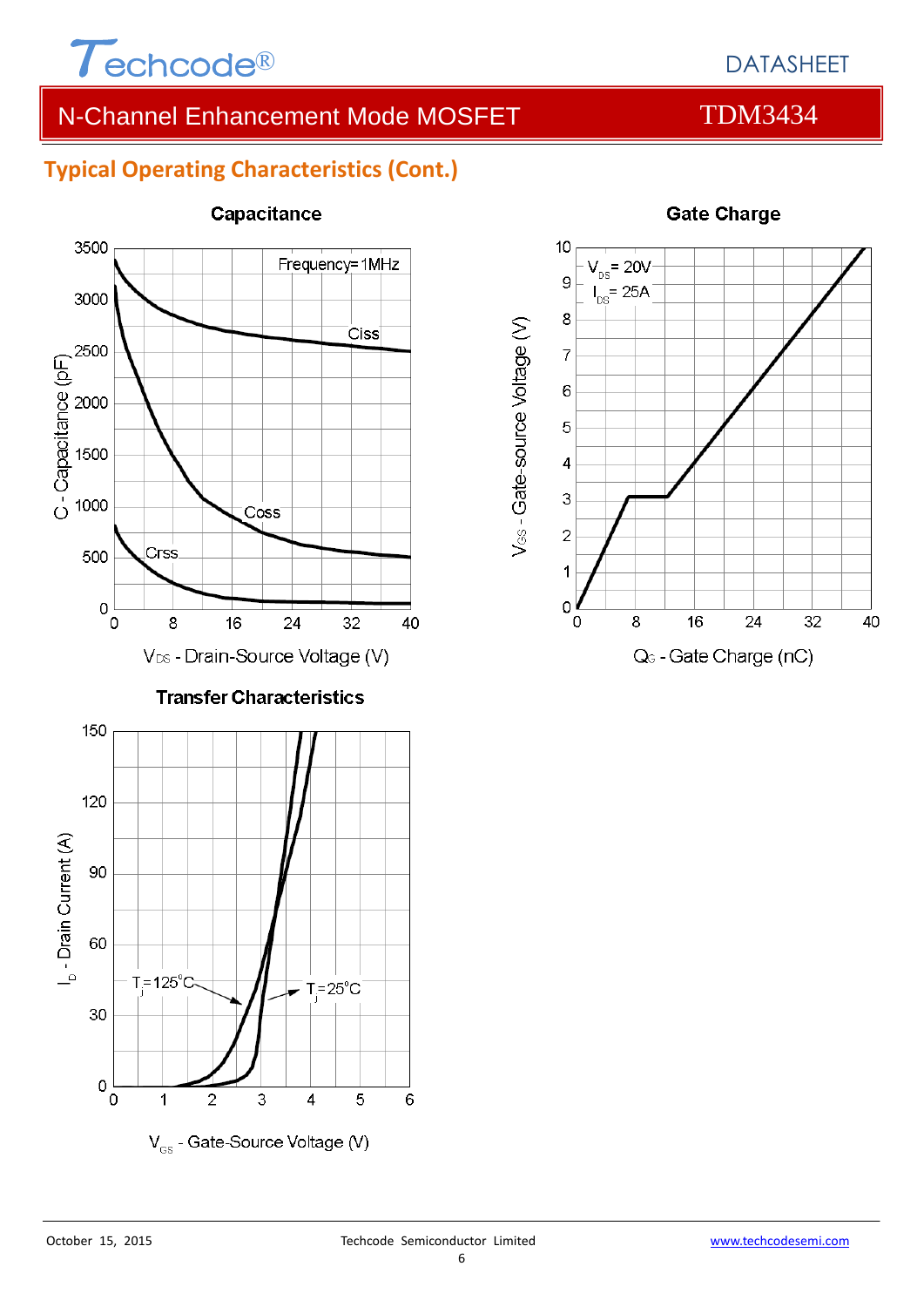## Typical Operating Characteristics (Cont.)

**Capacitance**

Frequency=1MHz

Ciss

Coss

Crss

C - Capacitance (pF)

$V_{DS}$ - Drain-Source Voltage (V)

**Gate Charge**

$V_{DS}$= 20V

$I_{DS}$= 25A

$V_{GS}$ - Gate-source Voltage (V)

$Q_G$ - Gate Charge (nC)

**Transfer Characteristics**

$T_j$=125°C

$T_j$=25°C

$I_D$ - Drain Current (A)

$V_{GS}$ - Gate-Source Voltage (V)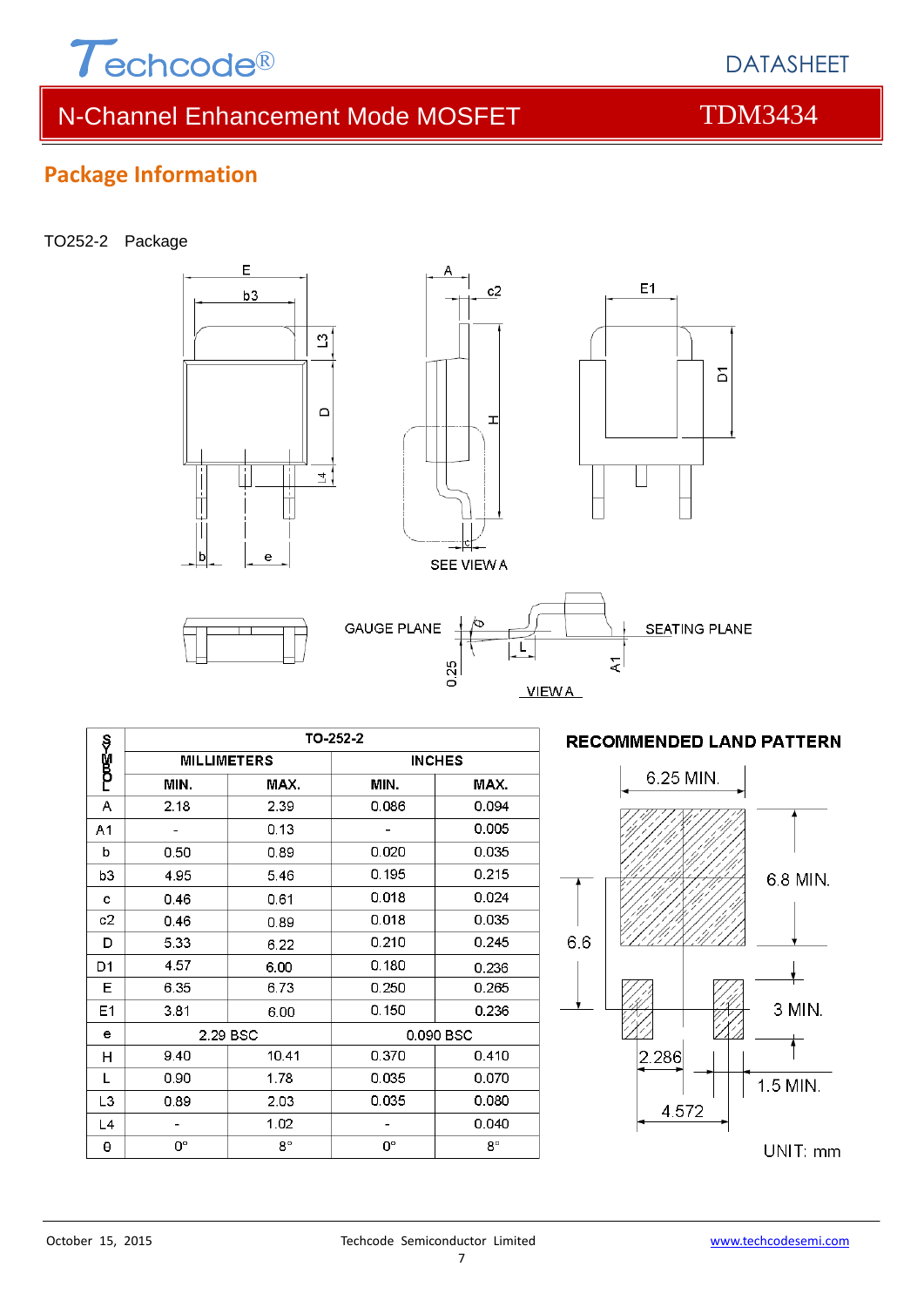## Package Information

TO252-2 Package

| SYMBOL | TO-252-2 | | | |
|---|---|---|---|---|
| | MILLIMETERS | | INCHES | |
| | MIN. | MAX. | MIN. | MAX. |
| A | 2.18 | 2.39 | 0.086 | 0.094 |
| A1 | - | 0.13 | - | 0.005 |
| b | 0.50 | 0.89 | 0.020 | 0.035 |
| b3 | 4.95 | 5.46 | 0.195 | 0.215 |
| c | 0.46 | 0.61 | 0.018 | 0.024 |
| c2 | 0.46 | 0.89 | 0.018 | 0.035 |
| D | 5.33 | 6.22 | 0.210 | 0.245 |
| D1 | 4.57 | 6.00 | 0.180 | 0.236 |
| E | 6.35 | 6.73 | 0.250 | 0.265 |
| E1 | 3.81 | 6.00 | 0.150 | 0.236 |
| e | 2.29 BSC | | 0.090 BSC | |
| H | 9.40 | 10.41 | 0.370 | 0.410 |
| L | 0.90 | 1.78 | 0.035 | 0.070 |
| L3 | 0.89 | 2.03 | 0.035 | 0.080 |
| L4 | - | 1.02 | - | 0.040 |
| θ | 0° | 8° | 0° | 8° |

**RECOMMENDED LAND PATTERN**

UNIT: mm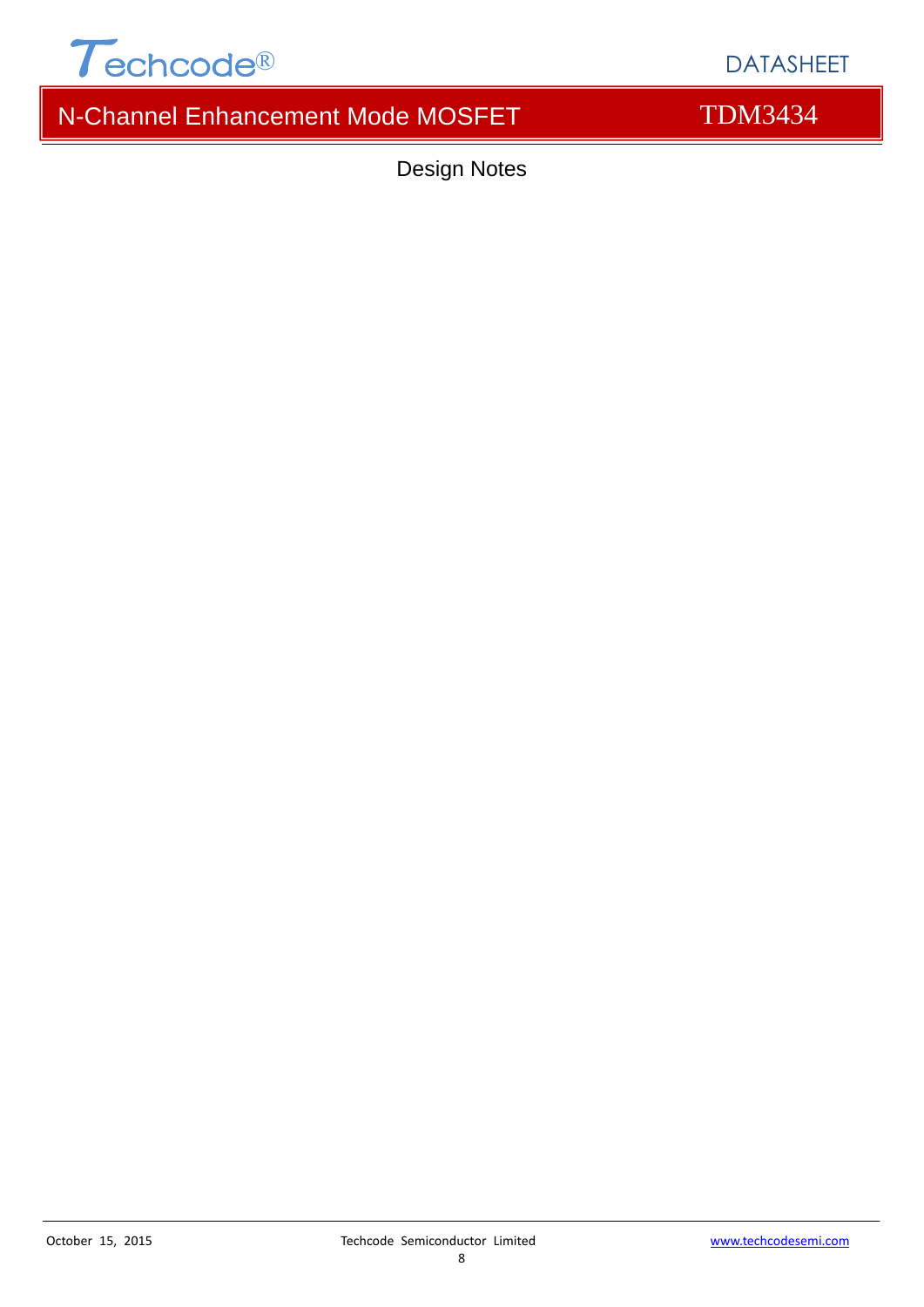Design Notes